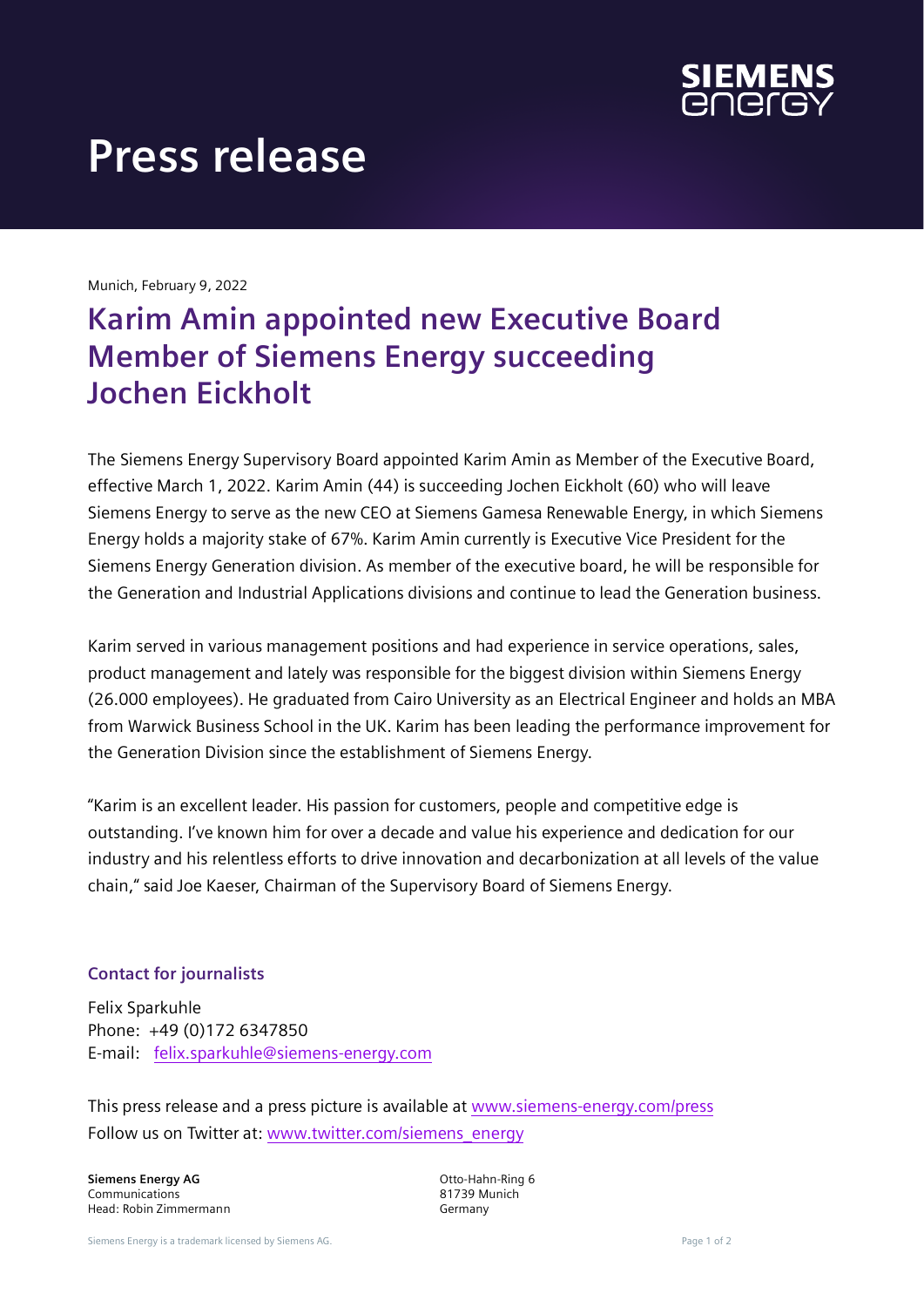# Press release

Munich, February 9, 2022

## Karim Amin appointed new Executive Board Member of Siemens Energy succeeding Jochen Eickholt

The Siemens Energy Supervisory Board appointed Karim Amin as Member of the Executive Board, effective March 1, 2022. Karim Amin (44) is succeeding Jochen Eickholt (60) who will leave Siemens Energy to serve as the new CEO at Siemens Gamesa Renewable Energy, in which Siemens Energy holds a majority stake of 67%. Karim Amin currently is Executive Vice President for the Siemens Energy Generation division. As member of the executive board, he will be responsible for the Generation and Industrial Applications divisions and continue to lead the Generation business.

Karim served in various management positions and had experience in service operations, sales, product management and lately was responsible for the biggest division within Siemens Energy (26.000 employees). He graduated from Cairo University as an Electrical Engineer and holds an MBA from Warwick Business School in the UK. Karim has been leading the performance improvement for the Generation Division since the establishment of Siemens Energy.

“Karim is an excellent leader. His passion for customers, people and competitive edge is outstanding. I’ve known him for over a decade and value his experience and dedication for our industry and his relentless efforts to drive innovation and decarbonization at all levels of the value chain,“ said Joe Kaeser, Chairman of the Supervisory Board of Siemens Energy.

### Contact for journalists

Felix Sparkuhle
Phone: +49 (0)172 6347850
E-mail: felix.sparkuhle@siemens-energy.com

This press release and a press picture is available at www.siemens-energy.com/press
Follow us on Twitter at: www.twitter.com/siemens_energy

**Siemens Energy AG**
Communications
Head: Robin Zimmermann

Otto-Hahn-Ring 6
81739 Munich
Germany

Siemens Energy is a trademark licensed by Siemens AG.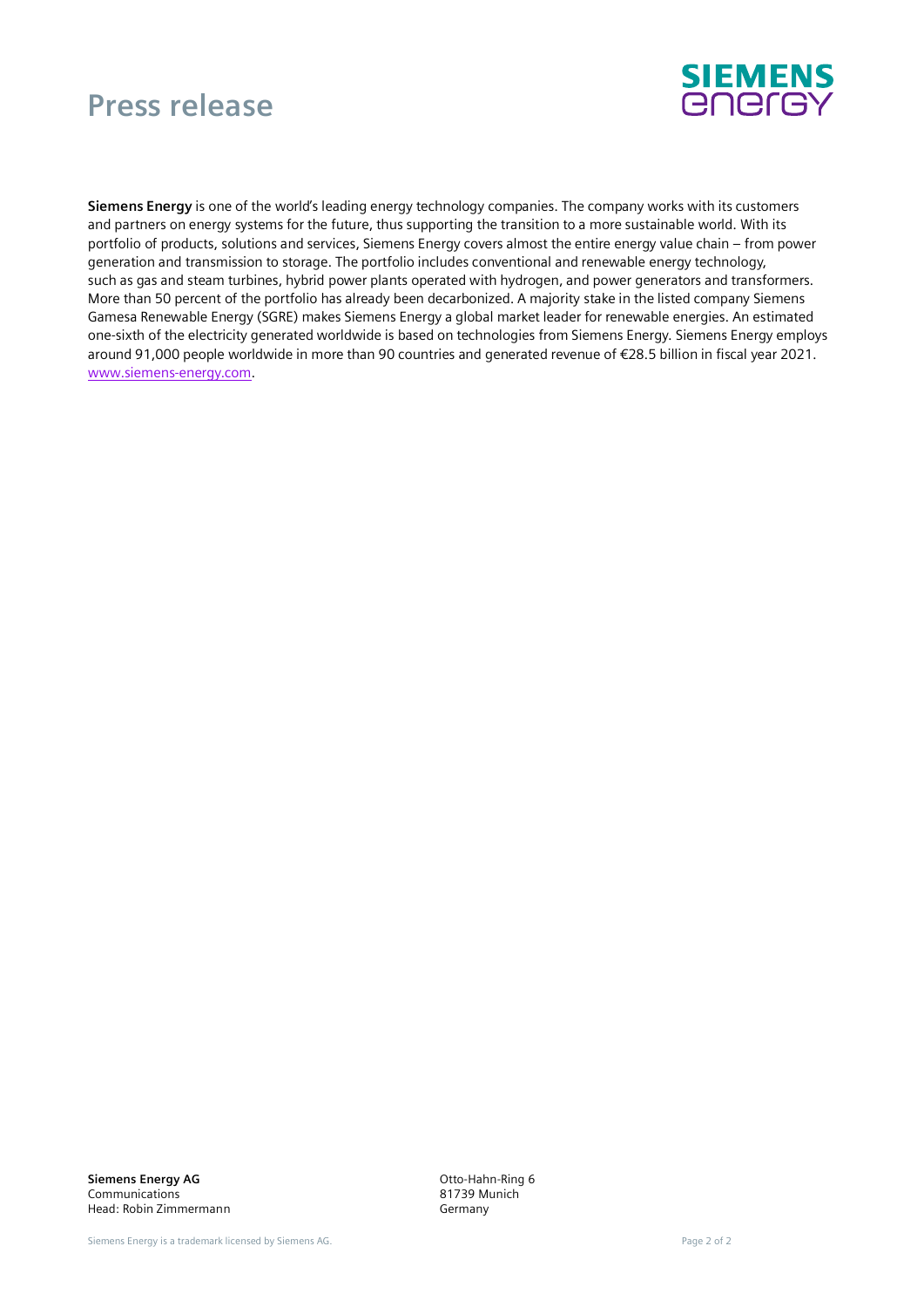**Siemens Energy** is one of the world's leading energy technology companies. The company works with its customers and partners on energy systems for the future, thus supporting the transition to a more sustainable world. With its portfolio of products, solutions and services, Siemens Energy covers almost the entire energy value chain – from power generation and transmission to storage. The portfolio includes conventional and renewable energy technology, such as gas and steam turbines, hybrid power plants operated with hydrogen, and power generators and transformers. More than 50 percent of the portfolio has already been decarbonized. A majority stake in the listed company Siemens Gamesa Renewable Energy (SGRE) makes Siemens Energy a global market leader for renewable energies. An estimated one-sixth of the electricity generated worldwide is based on technologies from Siemens Energy. Siemens Energy employs around 91,000 people worldwide in more than 90 countries and generated revenue of €28.5 billion in fiscal year 2021. www.siemens-energy.com.

**Siemens Energy AG**
Communications
Head: Robin Zimmermann

Otto-Hahn-Ring 6
81739 Munich
Germany

Siemens Energy is a trademark licensed by Siemens AG.